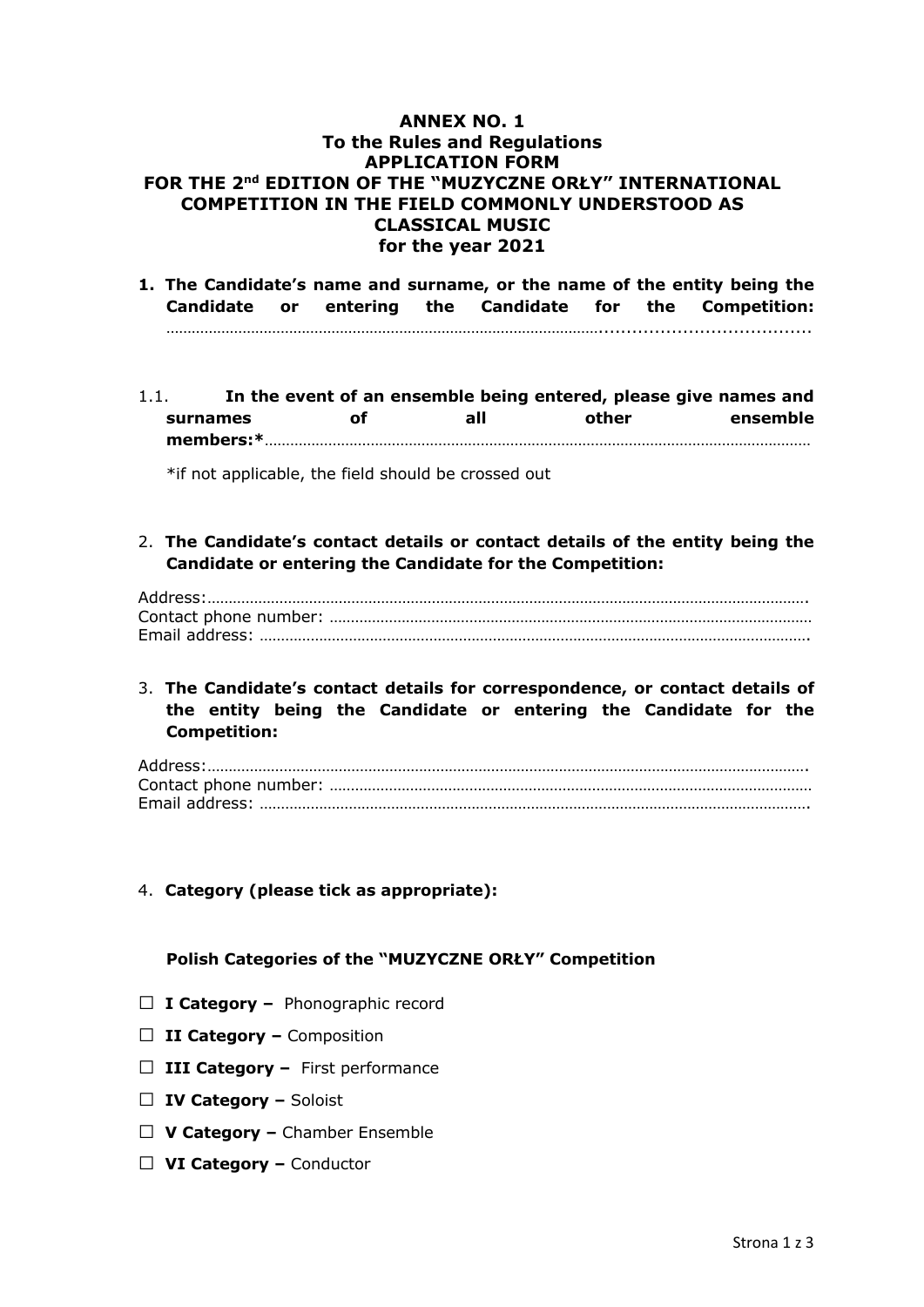**ANNEX NO. 1**
**To the Rules and Regulations**
**APPLICATION FORM**
**FOR THE 2nd EDITION OF THE "MUZYCZNE ORŁY" INTERNATIONAL COMPETITION IN THE FIELD COMMONLY UNDERSTOOD AS CLASSICAL MUSIC**
**for the year 2021**

1. **The Candidate's name and surname, or the name of the entity being the Candidate or entering the Candidate for the Competition:** ……………………………………………………………………………………………......................................

1.1. **In the event of an ensemble being entered, please give names and surnames of all other ensemble members:\***……………………………………………………………………………………………………………

\*if not applicable, the field should be crossed out

2. **The Candidate's contact details or contact details of the entity being the Candidate or entering the Candidate for the Competition:**

Address:……………………………………………………………………………………………………………………………….
Contact phone number: ………………………………………………………………………………………………………
Email address: …………………………………………………………………………………………………………………….

3. **The Candidate's contact details for correspondence, or contact details of the entity being the Candidate or entering the Candidate for the Competition:**

Address:……………………………………………………………………………………………………………………………….
Contact phone number: ………………………………………………………………………………………………………
Email address: …………………………………………………………………………………………………………………….

4. **Category (please tick as appropriate):**

**Polish Categories of the "MUZYCZNE ORŁY" Competition**

☐ **I Category –** Phonographic record

☐ **II Category –** Composition

☐ **III Category –** First performance

☐ **IV Category –** Soloist

☐ **V Category –** Chamber Ensemble

☐ **VI Category –** Conductor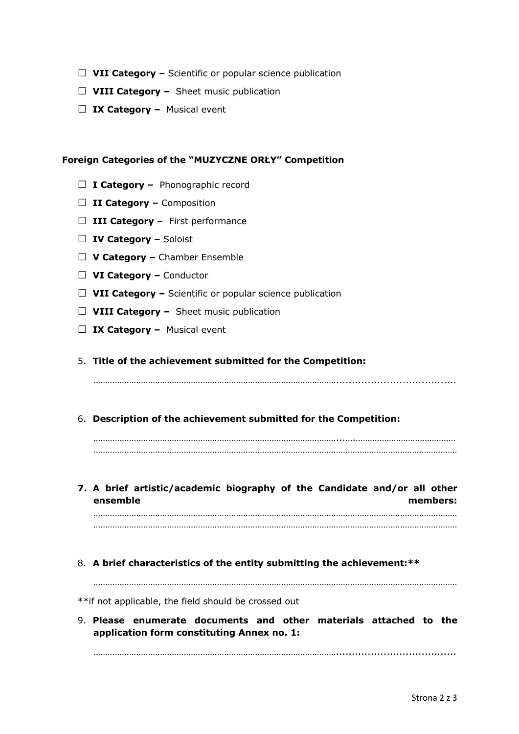- ☐ **VII Category –** Scientific or popular science publication
- ☐ **VIII Category –** Sheet music publication
- ☐ **IX Category –** Musical event

**Foreign Categories of the "MUZYCZNE ORŁY" Competition**

- ☐ **I Category –** Phonographic record
- ☐ **II Category –** Composition
- ☐ **III Category –** First performance
- ☐ **IV Category –** Soloist
- ☐ **V Category –** Chamber Ensemble
- ☐ **VI Category –** Conductor
- ☐ **VII Category –** Scientific or popular science publication
- ☐ **VIII Category –** Sheet music publication
- ☐ **IX Category –** Musical event

5. **Title of the achievement submitted for the Competition:**

   ……………………………………………………………………………………………......................................

6. **Description of the achievement submitted for the Competition:**

   ……………………………………………………………………………………………...……………………………………………
   ………………………………………………………………………………………………………………………………………………

7. **A brief artistic/academic biography of the Candidate and/or all other ensemble members:**

   ………………………………………………………………………………………………………………………………………………
   ………………………………………………………………………………………………………………………………………………

8. **A brief characteristics of the entity submitting the achievement:****

   ………………………………………………………………………………………………………………………………………………

**if not applicable, the field should be crossed out

9. **Please enumerate documents and other materials attached to the application form constituting Annex no. 1:**

   ……………………………………………………………………………………………......................................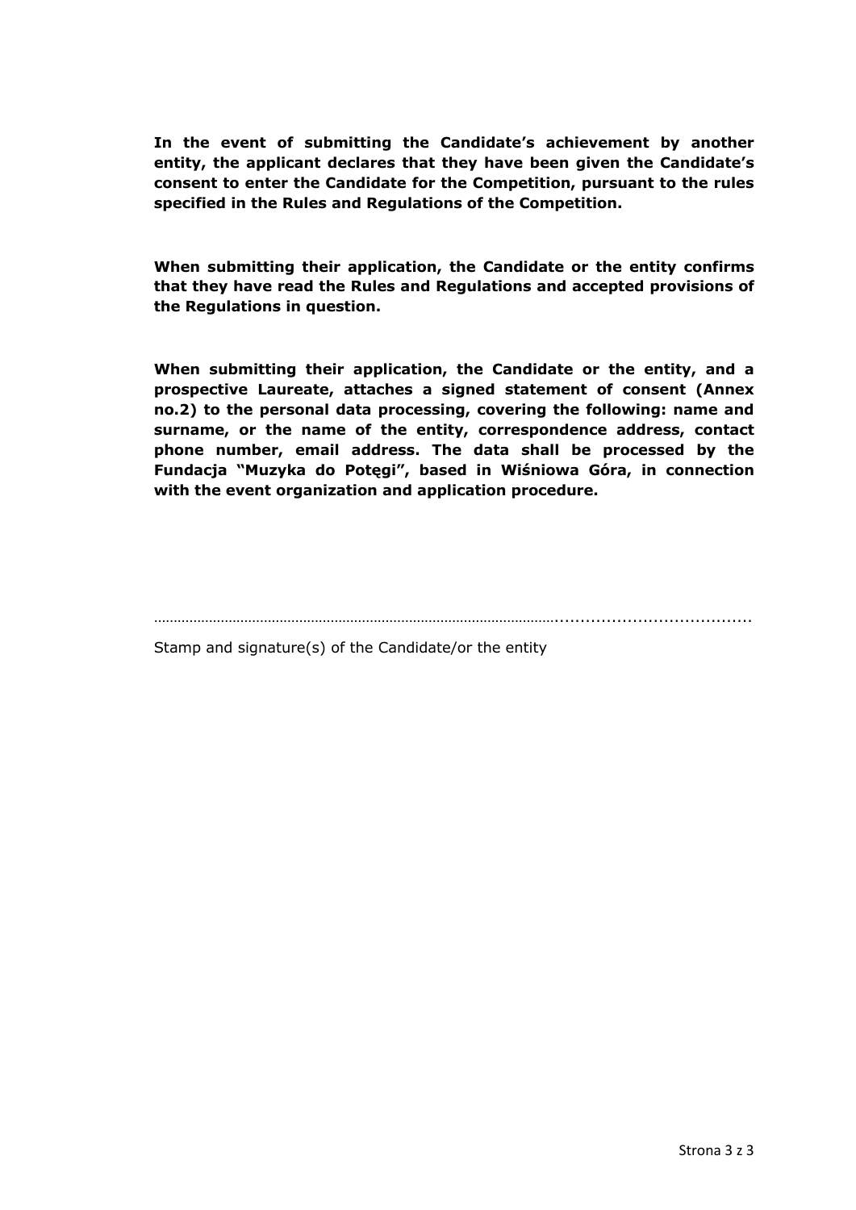**In the event of submitting the Candidate's achievement by another entity, the applicant declares that they have been given the Candidate's consent to enter the Candidate for the Competition, pursuant to the rules specified in the Rules and Regulations of the Competition.**

**When submitting their application, the Candidate or the entity confirms that they have read the Rules and Regulations and accepted provisions of the Regulations in question.**

**When submitting their application, the Candidate or the entity, and a prospective Laureate, attaches a signed statement of consent (Annex no.2) to the personal data processing, covering the following: name and surname, or the name of the entity, correspondence address, contact phone number, email address. The data shall be processed by the Fundacja "Muzyka do Potęgi", based in Wiśniowa Góra, in connection with the event organization and application procedure.**

…………………………………………………………………………………………......................................

Stamp and signature(s) of the Candidate/or the entity